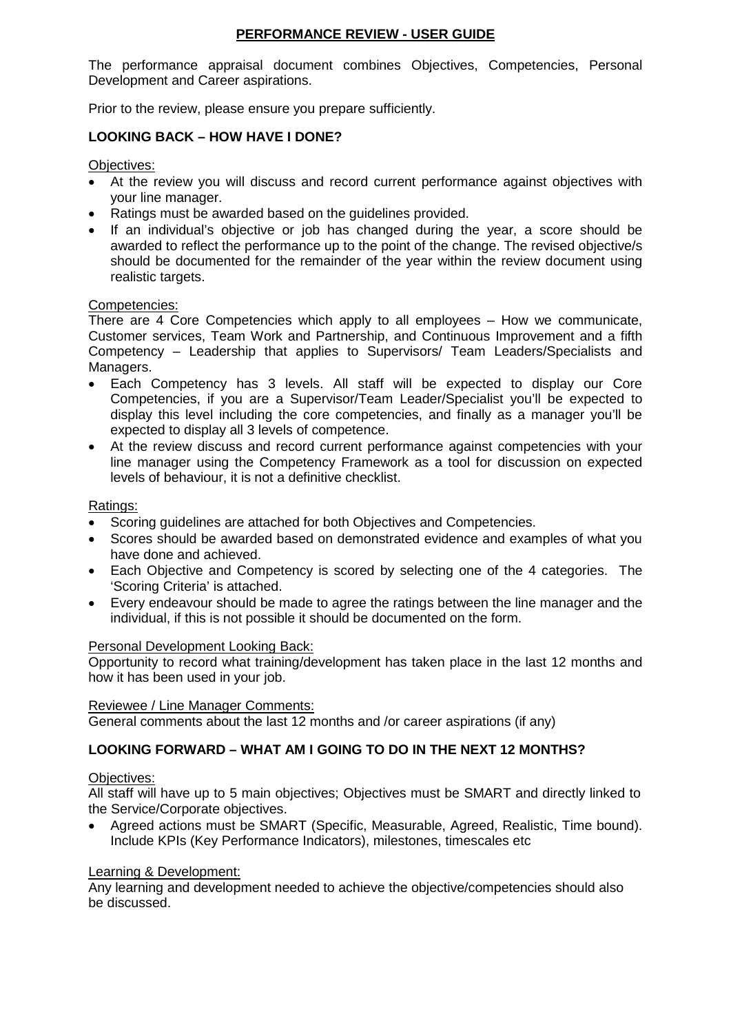# PERFORMANCE REVIEW - USER GUIDE

The performance appraisal document combines Objectives, Competencies, Personal Development and Career aspirations.

Prior to the review, please ensure you prepare sufficiently.

## LOOKING BACK – HOW HAVE I DONE?

Objectives:

- At the review you will discuss and record current performance against objectives with your line manager.
- Ratings must be awarded based on the guidelines provided.
- If an individual's objective or job has changed during the year, a score should be awarded to reflect the performance up to the point of the change. The revised objective/s should be documented for the remainder of the year within the review document using realistic targets.

Competencies:

There are 4 Core Competencies which apply to all employees – How we communicate, Customer services, Team Work and Partnership, and Continuous Improvement and a fifth Competency – Leadership that applies to Supervisors/ Team Leaders/Specialists and Managers.

- Each Competency has 3 levels. All staff will be expected to display our Core Competencies, if you are a Supervisor/Team Leader/Specialist you'll be expected to display this level including the core competencies, and finally as a manager you'll be expected to display all 3 levels of competence.
- At the review discuss and record current performance against competencies with your line manager using the Competency Framework as a tool for discussion on expected levels of behaviour, it is not a definitive checklist.

Ratings:

- Scoring guidelines are attached for both Objectives and Competencies.
- Scores should be awarded based on demonstrated evidence and examples of what you have done and achieved.
- Each Objective and Competency is scored by selecting one of the 4 categories. The 'Scoring Criteria' is attached.
- Every endeavour should be made to agree the ratings between the line manager and the individual, if this is not possible it should be documented on the form.

Personal Development Looking Back:

Opportunity to record what training/development has taken place in the last 12 months and how it has been used in your job.

Reviewee / Line Manager Comments:

General comments about the last 12 months and /or career aspirations (if any)

## LOOKING FORWARD – WHAT AM I GOING TO DO IN THE NEXT 12 MONTHS?

Objectives:

All staff will have up to 5 main objectives; Objectives must be SMART and directly linked to the Service/Corporate objectives.

- Agreed actions must be SMART (Specific, Measurable, Agreed, Realistic, Time bound). Include KPIs (Key Performance Indicators), milestones, timescales etc

Learning & Development:

Any learning and development needed to achieve the objective/competencies should also be discussed.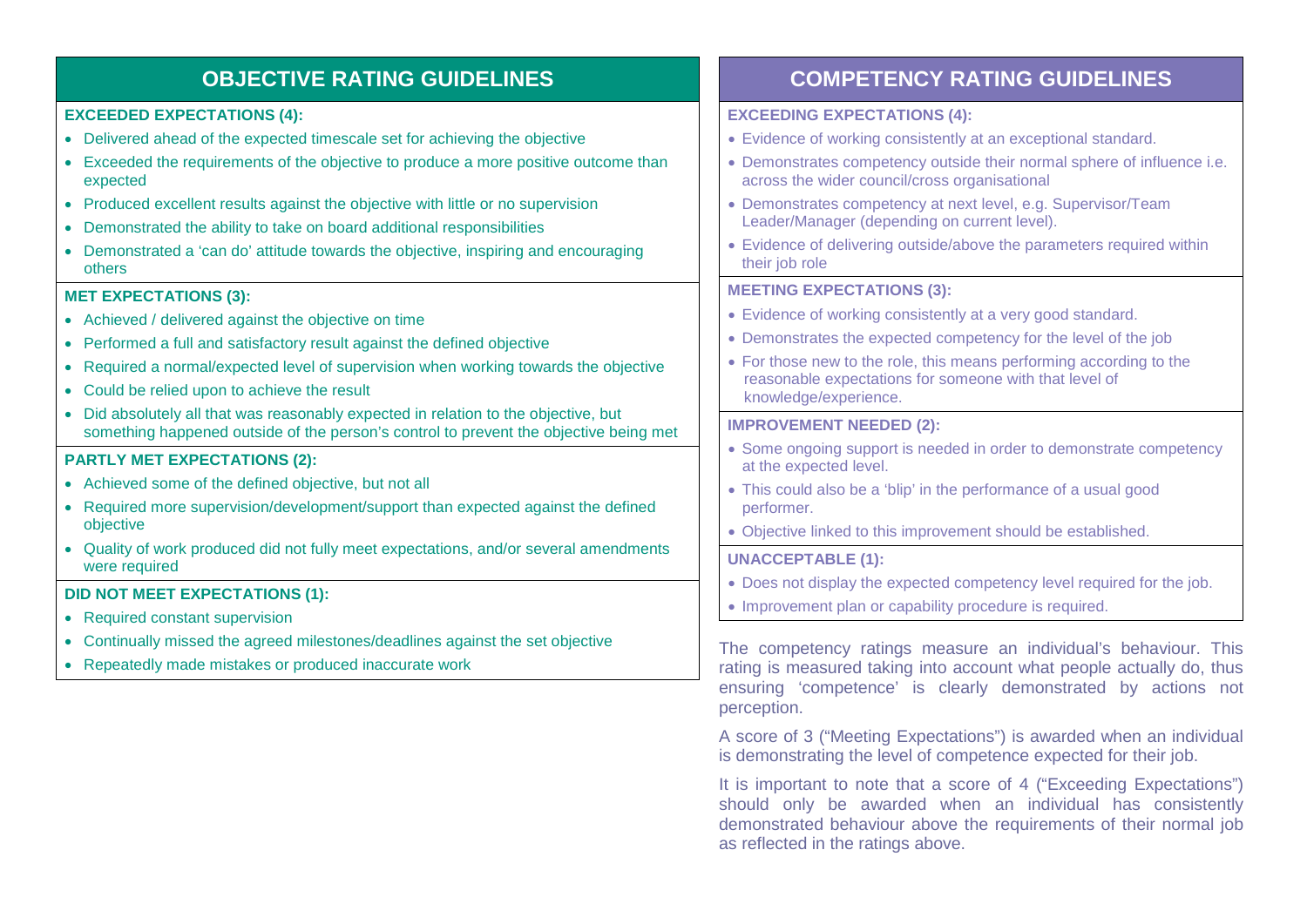## OBJECTIVE RATING GUIDELINES

**EXCEEDED EXPECTATIONS (4):**

- Delivered ahead of the expected timescale set for achieving the objective
- Exceeded the requirements of the objective to produce a more positive outcome than expected
- Produced excellent results against the objective with little or no supervision
- Demonstrated the ability to take on board additional responsibilities
- Demonstrated a 'can do' attitude towards the objective, inspiring and encouraging others

**MET EXPECTATIONS (3):**

- Achieved / delivered against the objective on time
- Performed a full and satisfactory result against the defined objective
- Required a normal/expected level of supervision when working towards the objective
- Could be relied upon to achieve the result
- Did absolutely all that was reasonably expected in relation to the objective, but something happened outside of the person's control to prevent the objective being met

**PARTLY MET EXPECTATIONS (2):**

- Achieved some of the defined objective, but not all
- Required more supervision/development/support than expected against the defined objective
- Quality of work produced did not fully meet expectations, and/or several amendments were required

**DID NOT MEET EXPECTATIONS (1):**

- Required constant supervision
- Continually missed the agreed milestones/deadlines against the set objective
- Repeatedly made mistakes or produced inaccurate work

## COMPETENCY RATING GUIDELINES

**EXCEEDING EXPECTATIONS (4):**

- Evidence of working consistently at an exceptional standard.
- Demonstrates competency outside their normal sphere of influence i.e. across the wider council/cross organisational
- Demonstrates competency at next level, e.g. Supervisor/Team Leader/Manager (depending on current level).
- Evidence of delivering outside/above the parameters required within their job role

**MEETING EXPECTATIONS (3):**

- Evidence of working consistently at a very good standard.
- Demonstrates the expected competency for the level of the job
- For those new to the role, this means performing according to the reasonable expectations for someone with that level of knowledge/experience.

**IMPROVEMENT NEEDED (2):**

- Some ongoing support is needed in order to demonstrate competency at the expected level.
- This could also be a 'blip' in the performance of a usual good performer.
- Objective linked to this improvement should be established.

**UNACCEPTABLE (1):**

- Does not display the expected competency level required for the job.
- Improvement plan or capability procedure is required.

The competency ratings measure an individual's behaviour. This rating is measured taking into account what people actually do, thus ensuring 'competence' is clearly demonstrated by actions not perception.

A score of 3 ("Meeting Expectations") is awarded when an individual is demonstrating the level of competence expected for their job.

It is important to note that a score of 4 ("Exceeding Expectations") should only be awarded when an individual has consistently demonstrated behaviour above the requirements of their normal job as reflected in the ratings above.